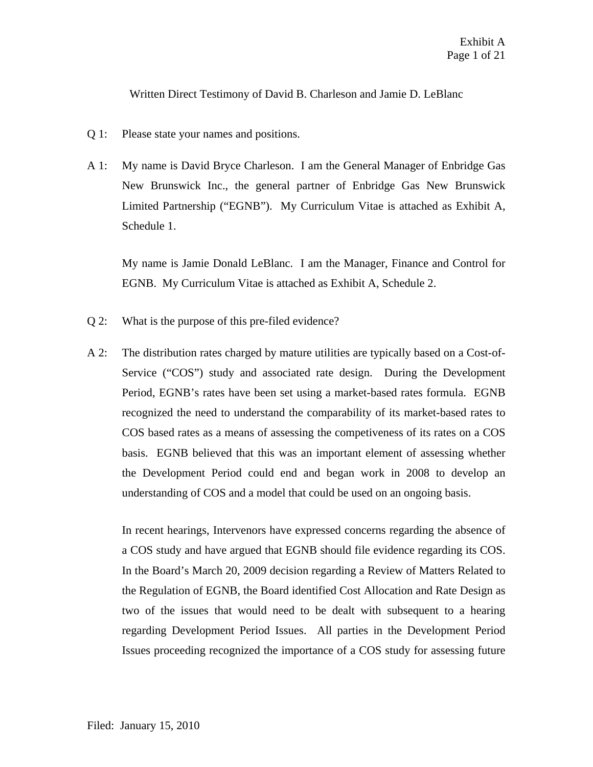Written Direct Testimony of David B. Charleson and Jamie D. LeBlanc

Q 1: Please state your names and positions.

A 1: My name is David Bryce Charleson. I am the General Manager of Enbridge Gas New Brunswick Inc., the general partner of Enbridge Gas New Brunswick Limited Partnership ("EGNB"). My Curriculum Vitae is attached as Exhibit A, Schedule 1.

My name is Jamie Donald LeBlanc. I am the Manager, Finance and Control for EGNB. My Curriculum Vitae is attached as Exhibit A, Schedule 2.

Q 2: What is the purpose of this pre-filed evidence?

A 2: The distribution rates charged by mature utilities are typically based on a Cost-of-Service ("COS") study and associated rate design. During the Development Period, EGNB's rates have been set using a market-based rates formula. EGNB recognized the need to understand the comparability of its market-based rates to COS based rates as a means of assessing the competiveness of its rates on a COS basis. EGNB believed that this was an important element of assessing whether the Development Period could end and began work in 2008 to develop an understanding of COS and a model that could be used on an ongoing basis.

In recent hearings, Intervenors have expressed concerns regarding the absence of a COS study and have argued that EGNB should file evidence regarding its COS. In the Board's March 20, 2009 decision regarding a Review of Matters Related to the Regulation of EGNB, the Board identified Cost Allocation and Rate Design as two of the issues that would need to be dealt with subsequent to a hearing regarding Development Period Issues. All parties in the Development Period Issues proceeding recognized the importance of a COS study for assessing future

Filed: January 15, 2010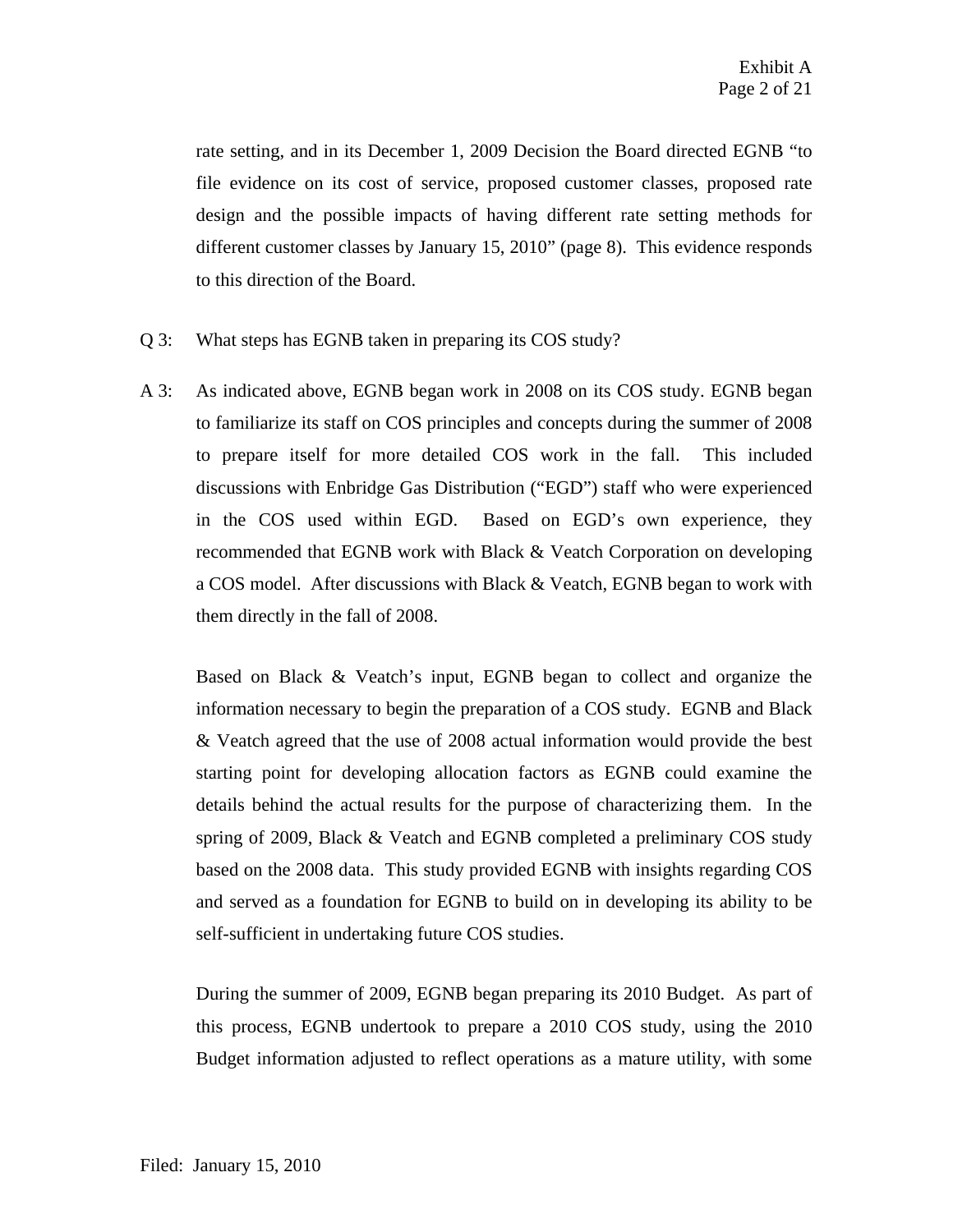rate setting, and in its December 1, 2009 Decision the Board directed EGNB "to file evidence on its cost of service, proposed customer classes, proposed rate design and the possible impacts of having different rate setting methods for different customer classes by January 15, 2010" (page 8). This evidence responds to this direction of the Board.

Q 3: What steps has EGNB taken in preparing its COS study?

A 3: As indicated above, EGNB began work in 2008 on its COS study. EGNB began to familiarize its staff on COS principles and concepts during the summer of 2008 to prepare itself for more detailed COS work in the fall. This included discussions with Enbridge Gas Distribution ("EGD") staff who were experienced in the COS used within EGD. Based on EGD's own experience, they recommended that EGNB work with Black & Veatch Corporation on developing a COS model. After discussions with Black & Veatch, EGNB began to work with them directly in the fall of 2008.

Based on Black & Veatch's input, EGNB began to collect and organize the information necessary to begin the preparation of a COS study. EGNB and Black & Veatch agreed that the use of 2008 actual information would provide the best starting point for developing allocation factors as EGNB could examine the details behind the actual results for the purpose of characterizing them. In the spring of 2009, Black & Veatch and EGNB completed a preliminary COS study based on the 2008 data. This study provided EGNB with insights regarding COS and served as a foundation for EGNB to build on in developing its ability to be self-sufficient in undertaking future COS studies.

During the summer of 2009, EGNB began preparing its 2010 Budget. As part of this process, EGNB undertook to prepare a 2010 COS study, using the 2010 Budget information adjusted to reflect operations as a mature utility, with some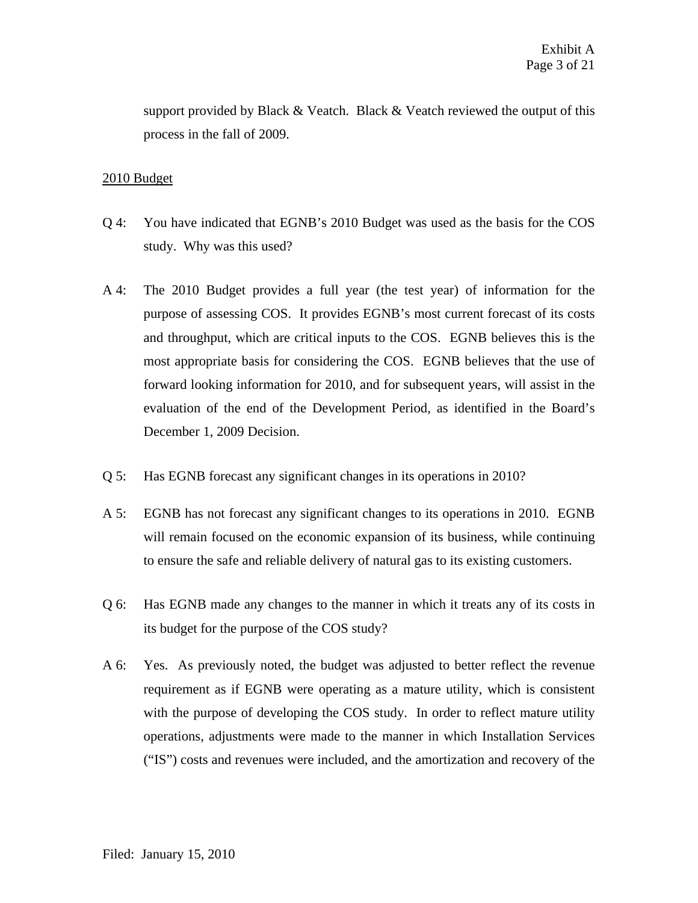support provided by Black & Veatch. Black & Veatch reviewed the output of this process in the fall of 2009.

2010 Budget

Q 4: You have indicated that EGNB's 2010 Budget was used as the basis for the COS study. Why was this used?

A 4: The 2010 Budget provides a full year (the test year) of information for the purpose of assessing COS. It provides EGNB's most current forecast of its costs and throughput, which are critical inputs to the COS. EGNB believes this is the most appropriate basis for considering the COS. EGNB believes that the use of forward looking information for 2010, and for subsequent years, will assist in the evaluation of the end of the Development Period, as identified in the Board's December 1, 2009 Decision.

Q 5: Has EGNB forecast any significant changes in its operations in 2010?

A 5: EGNB has not forecast any significant changes to its operations in 2010. EGNB will remain focused on the economic expansion of its business, while continuing to ensure the safe and reliable delivery of natural gas to its existing customers.

Q 6: Has EGNB made any changes to the manner in which it treats any of its costs in its budget for the purpose of the COS study?

A 6: Yes. As previously noted, the budget was adjusted to better reflect the revenue requirement as if EGNB were operating as a mature utility, which is consistent with the purpose of developing the COS study. In order to reflect mature utility operations, adjustments were made to the manner in which Installation Services ("IS") costs and revenues were included, and the amortization and recovery of the

Filed: January 15, 2010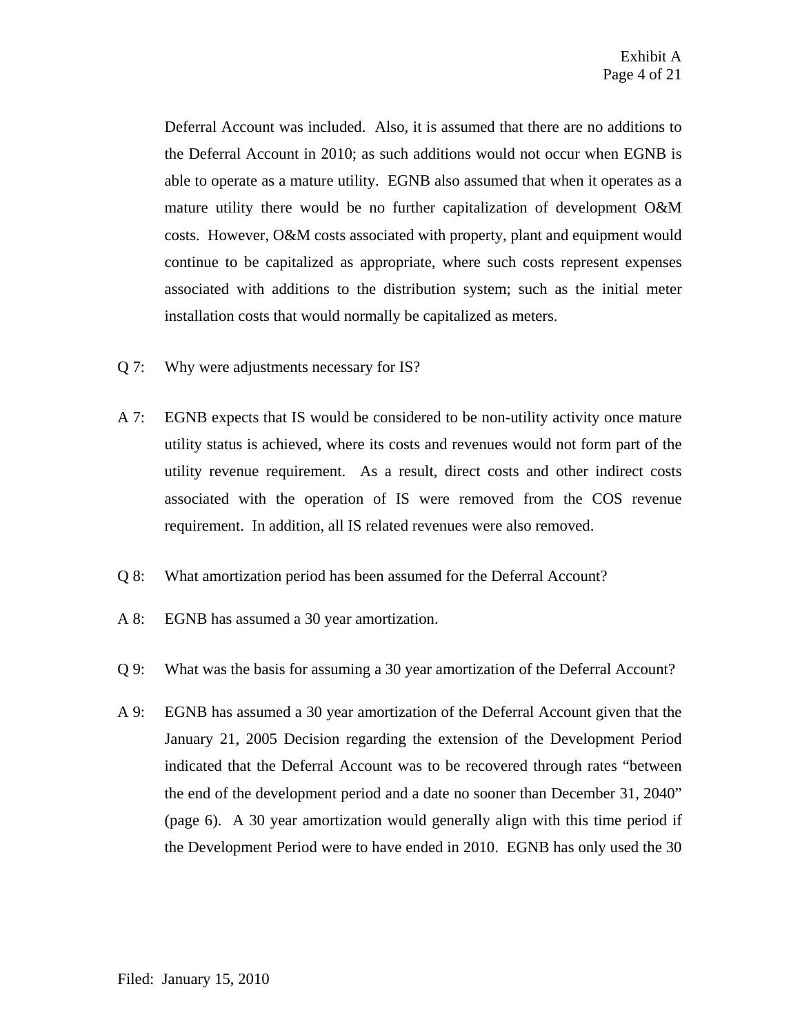Deferral Account was included. Also, it is assumed that there are no additions to the Deferral Account in 2010; as such additions would not occur when EGNB is able to operate as a mature utility. EGNB also assumed that when it operates as a mature utility there would be no further capitalization of development O&M costs. However, O&M costs associated with property, plant and equipment would continue to be capitalized as appropriate, where such costs represent expenses associated with additions to the distribution system; such as the initial meter installation costs that would normally be capitalized as meters.

Q 7: Why were adjustments necessary for IS?

A 7: EGNB expects that IS would be considered to be non-utility activity once mature utility status is achieved, where its costs and revenues would not form part of the utility revenue requirement. As a result, direct costs and other indirect costs associated with the operation of IS were removed from the COS revenue requirement. In addition, all IS related revenues were also removed.

Q 8: What amortization period has been assumed for the Deferral Account?

A 8: EGNB has assumed a 30 year amortization.

Q 9: What was the basis for assuming a 30 year amortization of the Deferral Account?

A 9: EGNB has assumed a 30 year amortization of the Deferral Account given that the January 21, 2005 Decision regarding the extension of the Development Period indicated that the Deferral Account was to be recovered through rates "between the end of the development period and a date no sooner than December 31, 2040" (page 6). A 30 year amortization would generally align with this time period if the Development Period were to have ended in 2010. EGNB has only used the 30

Filed: January 15, 2010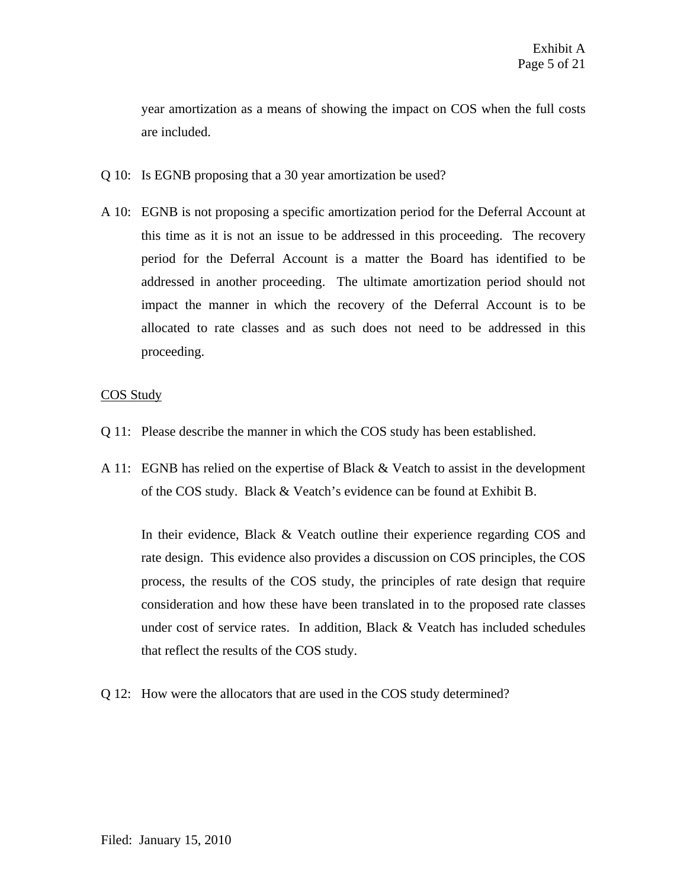year amortization as a means of showing the impact on COS when the full costs are included.

Q 10: Is EGNB proposing that a 30 year amortization be used?

A 10: EGNB is not proposing a specific amortization period for the Deferral Account at this time as it is not an issue to be addressed in this proceeding. The recovery period for the Deferral Account is a matter the Board has identified to be addressed in another proceeding. The ultimate amortization period should not impact the manner in which the recovery of the Deferral Account is to be allocated to rate classes and as such does not need to be addressed in this proceeding.

<u>COS Study</u>

Q 11: Please describe the manner in which the COS study has been established.

A 11: EGNB has relied on the expertise of Black & Veatch to assist in the development of the COS study. Black & Veatch's evidence can be found at Exhibit B.

In their evidence, Black & Veatch outline their experience regarding COS and rate design. This evidence also provides a discussion on COS principles, the COS process, the results of the COS study, the principles of rate design that require consideration and how these have been translated in to the proposed rate classes under cost of service rates. In addition, Black & Veatch has included schedules that reflect the results of the COS study.

Q 12: How were the allocators that are used in the COS study determined?

Filed: January 15, 2010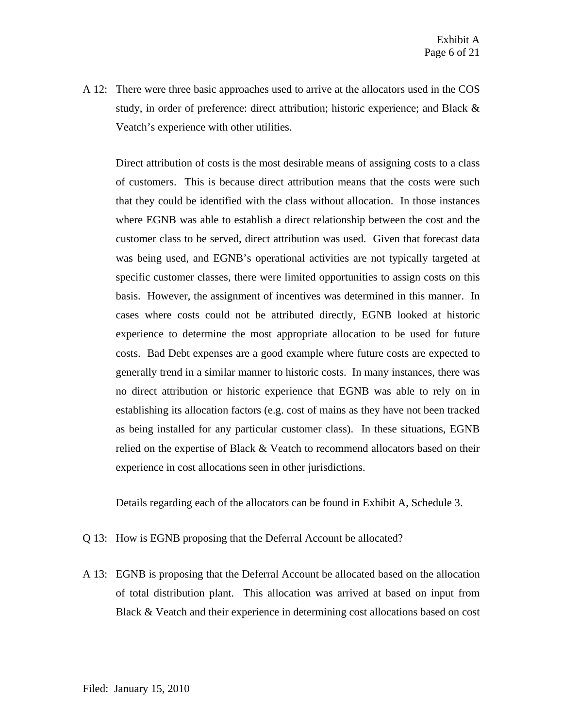A 12: There were three basic approaches used to arrive at the allocators used in the COS study, in order of preference: direct attribution; historic experience; and Black & Veatch's experience with other utilities.

Direct attribution of costs is the most desirable means of assigning costs to a class of customers. This is because direct attribution means that the costs were such that they could be identified with the class without allocation. In those instances where EGNB was able to establish a direct relationship between the cost and the customer class to be served, direct attribution was used. Given that forecast data was being used, and EGNB's operational activities are not typically targeted at specific customer classes, there were limited opportunities to assign costs on this basis. However, the assignment of incentives was determined in this manner. In cases where costs could not be attributed directly, EGNB looked at historic experience to determine the most appropriate allocation to be used for future costs. Bad Debt expenses are a good example where future costs are expected to generally trend in a similar manner to historic costs. In many instances, there was no direct attribution or historic experience that EGNB was able to rely on in establishing its allocation factors (e.g. cost of mains as they have not been tracked as being installed for any particular customer class). In these situations, EGNB relied on the expertise of Black & Veatch to recommend allocators based on their experience in cost allocations seen in other jurisdictions.

Details regarding each of the allocators can be found in Exhibit A, Schedule 3.

Q 13: How is EGNB proposing that the Deferral Account be allocated?

A 13: EGNB is proposing that the Deferral Account be allocated based on the allocation of total distribution plant. This allocation was arrived at based on input from Black & Veatch and their experience in determining cost allocations based on cost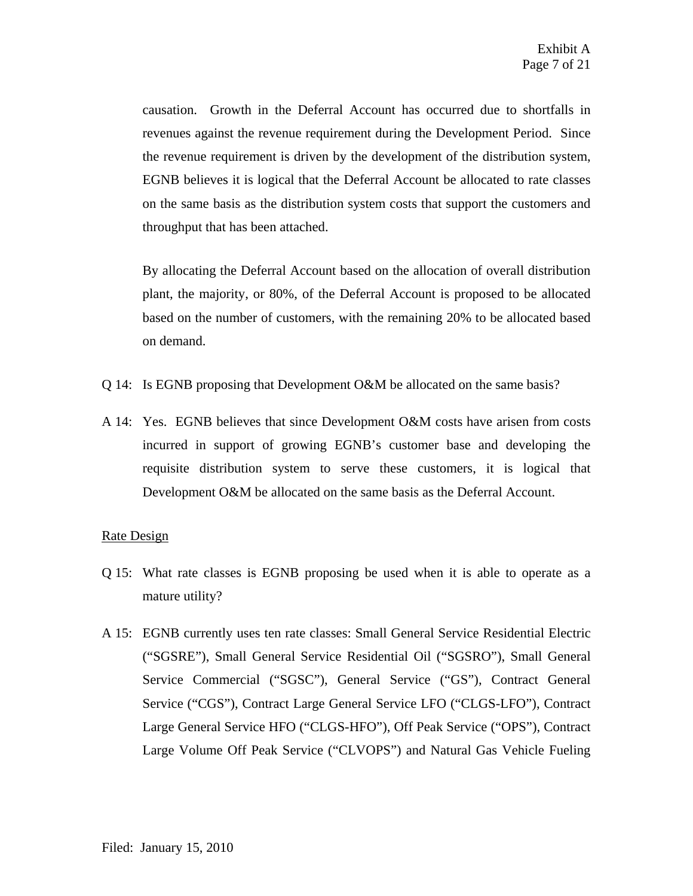causation. Growth in the Deferral Account has occurred due to shortfalls in revenues against the revenue requirement during the Development Period. Since the revenue requirement is driven by the development of the distribution system, EGNB believes it is logical that the Deferral Account be allocated to rate classes on the same basis as the distribution system costs that support the customers and throughput that has been attached.

By allocating the Deferral Account based on the allocation of overall distribution plant, the majority, or 80%, of the Deferral Account is proposed to be allocated based on the number of customers, with the remaining 20% to be allocated based on demand.

Q 14: Is EGNB proposing that Development O&M be allocated on the same basis?

A 14: Yes. EGNB believes that since Development O&M costs have arisen from costs incurred in support of growing EGNB's customer base and developing the requisite distribution system to serve these customers, it is logical that Development O&M be allocated on the same basis as the Deferral Account.

Rate Design

Q 15: What rate classes is EGNB proposing be used when it is able to operate as a mature utility?

A 15: EGNB currently uses ten rate classes: Small General Service Residential Electric ("SGSRE"), Small General Service Residential Oil ("SGSRO"), Small General Service Commercial ("SGSC"), General Service ("GS"), Contract General Service ("CGS"), Contract Large General Service LFO ("CLGS-LFO"), Contract Large General Service HFO ("CLGS-HFO"), Off Peak Service ("OPS"), Contract Large Volume Off Peak Service ("CLVOPS") and Natural Gas Vehicle Fueling

Filed: January 15, 2010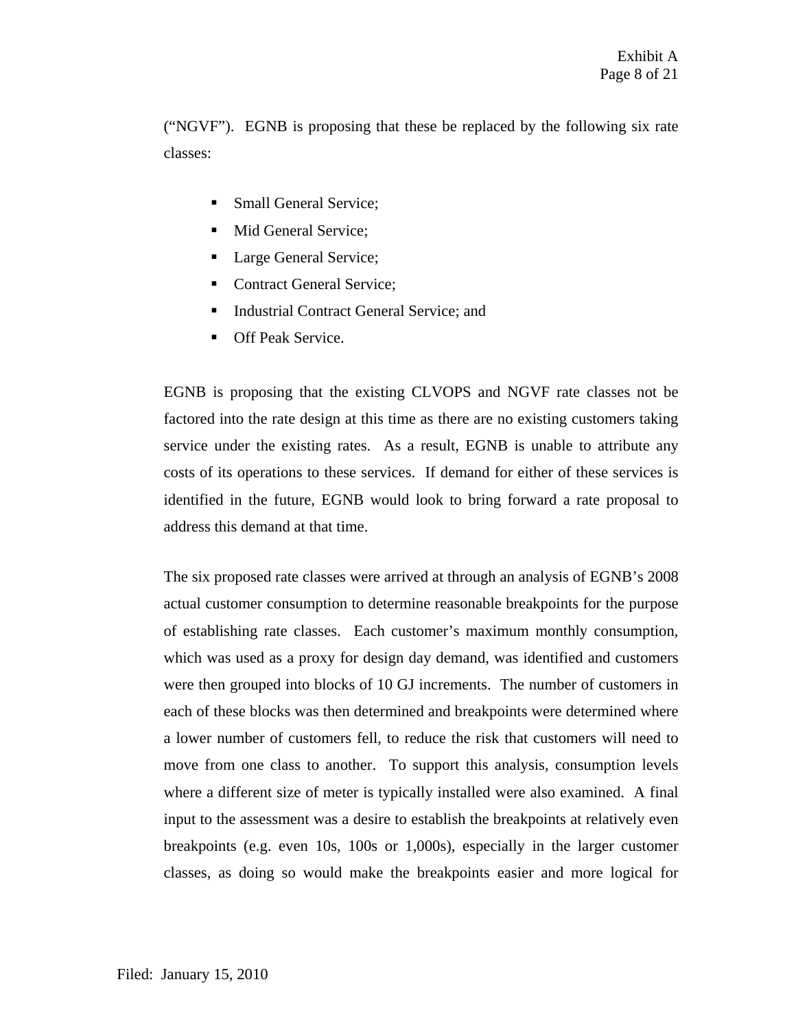("NGVF"). EGNB is proposing that these be replaced by the following six rate classes:

- Small General Service;
- Mid General Service;
- Large General Service;
- Contract General Service;
- Industrial Contract General Service; and
- Off Peak Service.

EGNB is proposing that the existing CLVOPS and NGVF rate classes not be factored into the rate design at this time as there are no existing customers taking service under the existing rates. As a result, EGNB is unable to attribute any costs of its operations to these services. If demand for either of these services is identified in the future, EGNB would look to bring forward a rate proposal to address this demand at that time.

The six proposed rate classes were arrived at through an analysis of EGNB's 2008 actual customer consumption to determine reasonable breakpoints for the purpose of establishing rate classes. Each customer's maximum monthly consumption, which was used as a proxy for design day demand, was identified and customers were then grouped into blocks of 10 GJ increments. The number of customers in each of these blocks was then determined and breakpoints were determined where a lower number of customers fell, to reduce the risk that customers will need to move from one class to another. To support this analysis, consumption levels where a different size of meter is typically installed were also examined. A final input to the assessment was a desire to establish the breakpoints at relatively even breakpoints (e.g. even 10s, 100s or 1,000s), especially in the larger customer classes, as doing so would make the breakpoints easier and more logical for

Filed: January 15, 2010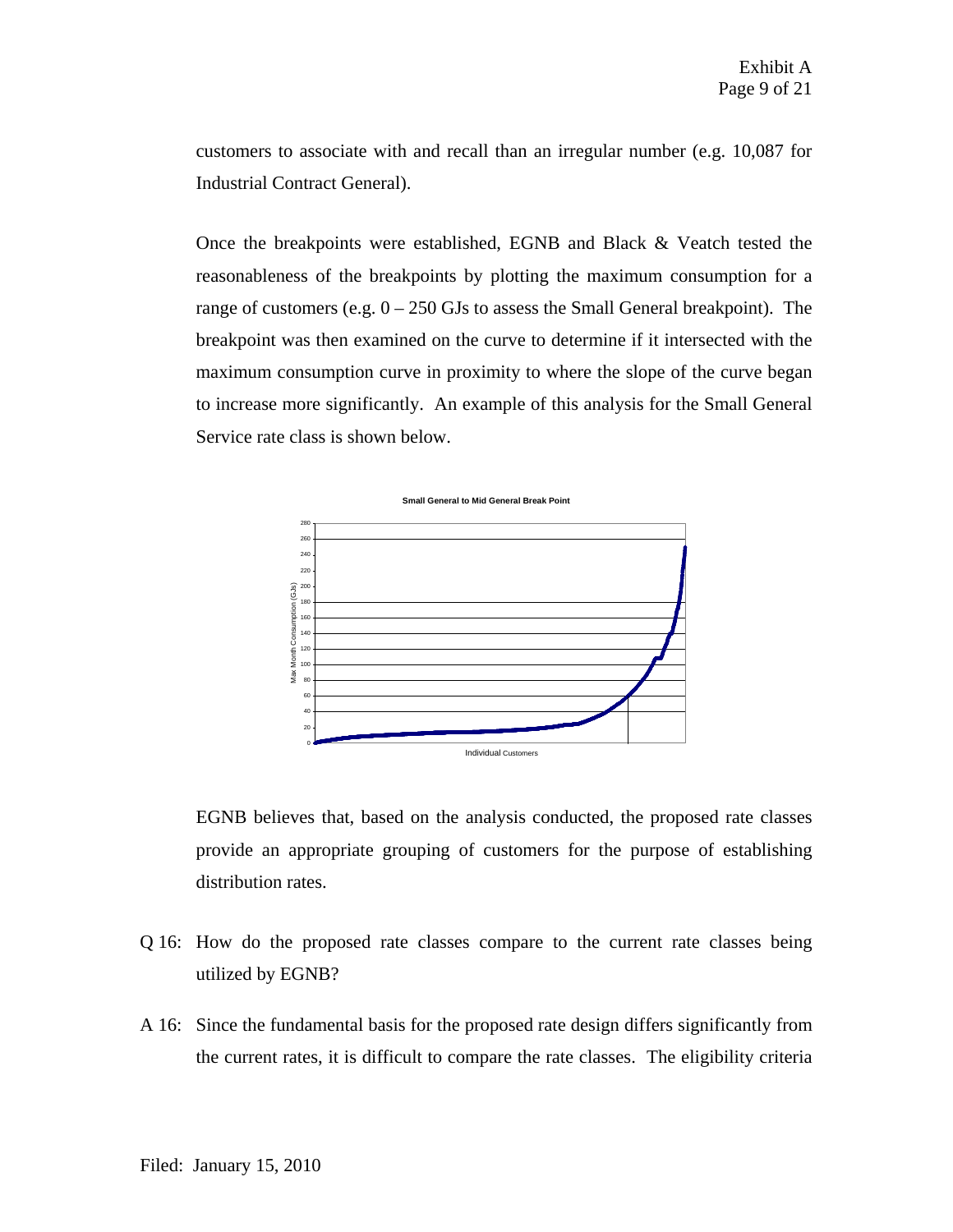customers to associate with and recall than an irregular number (e.g. 10,087 for Industrial Contract General).

Once the breakpoints were established, EGNB and Black & Veatch tested the reasonableness of the breakpoints by plotting the maximum consumption for a range of customers (e.g. 0 – 250 GJs to assess the Small General breakpoint). The breakpoint was then examined on the curve to determine if it intersected with the maximum consumption curve in proximity to where the slope of the curve began to increase more significantly. An example of this analysis for the Small General Service rate class is shown below.

EGNB believes that, based on the analysis conducted, the proposed rate classes provide an appropriate grouping of customers for the purpose of establishing distribution rates.

Q 16: How do the proposed rate classes compare to the current rate classes being utilized by EGNB?

A 16: Since the fundamental basis for the proposed rate design differs significantly from the current rates, it is difficult to compare the rate classes. The eligibility criteria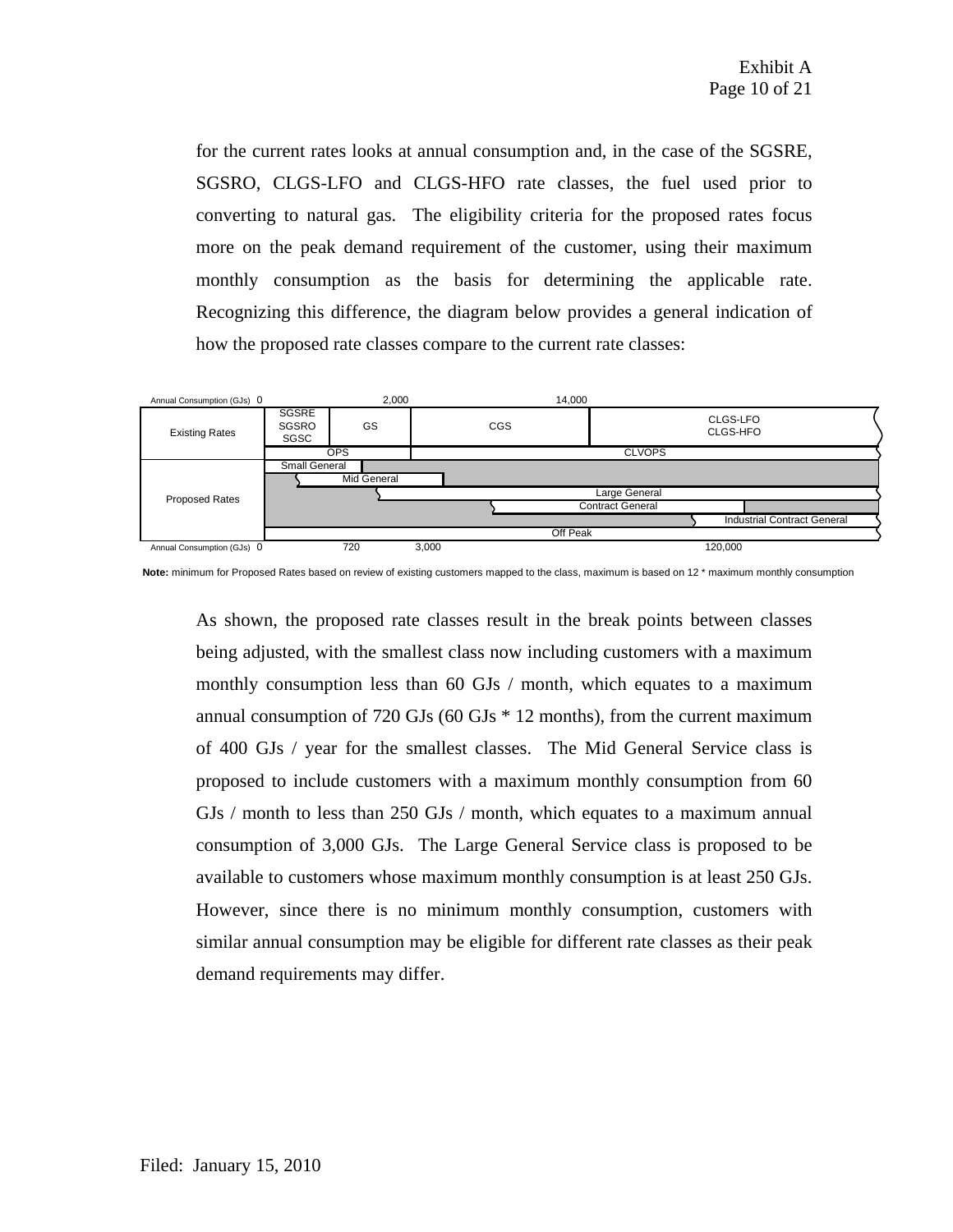for the current rates looks at annual consumption and, in the case of the SGSRE, SGSRO, CLGS-LFO and CLGS-HFO rate classes, the fuel used prior to converting to natural gas. The eligibility criteria for the proposed rates focus more on the peak demand requirement of the customer, using their maximum monthly consumption as the basis for determining the applicable rate. Recognizing this difference, the diagram below provides a general indication of how the proposed rate classes compare to the current rate classes:

| Annual Consumption (GJs) 0 | | 2,000 | | 14,000 | |
|---|---|---|---|---|---|
| Existing Rates | SGSRE SGSRO SGSC | GS | CGS | | CLGS-LFO CLGS-HFO |
| | OPS | | CLVOPS | | |
| Proposed Rates | Small General | | | | |
| | | Mid General | | | |
| | | | Large General | | |
| | | | | Contract General | |
| | | | | | Industrial Contract General |
| | Off Peak | | | | |
| Annual Consumption (GJs) 0 | | 720 | 3,000 | | 120,000 |

**Note:** minimum for Proposed Rates based on review of existing customers mapped to the class, maximum is based on 12 * maximum monthly consumption

As shown, the proposed rate classes result in the break points between classes being adjusted, with the smallest class now including customers with a maximum monthly consumption less than 60 GJs / month, which equates to a maximum annual consumption of 720 GJs (60 GJs * 12 months), from the current maximum of 400 GJs / year for the smallest classes. The Mid General Service class is proposed to include customers with a maximum monthly consumption from 60 GJs / month to less than 250 GJs / month, which equates to a maximum annual consumption of 3,000 GJs. The Large General Service class is proposed to be available to customers whose maximum monthly consumption is at least 250 GJs. However, since there is no minimum monthly consumption, customers with similar annual consumption may be eligible for different rate classes as their peak demand requirements may differ.

Filed: January 15, 2010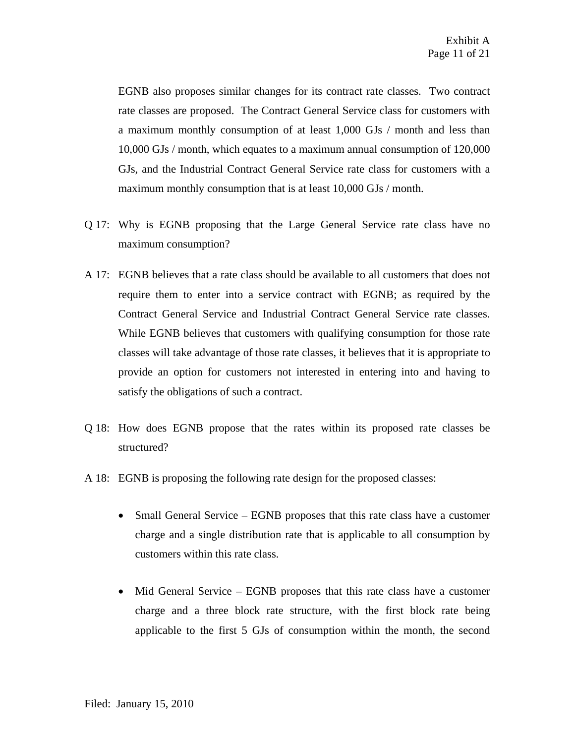EGNB also proposes similar changes for its contract rate classes. Two contract rate classes are proposed. The Contract General Service class for customers with a maximum monthly consumption of at least 1,000 GJs / month and less than 10,000 GJs / month, which equates to a maximum annual consumption of 120,000 GJs, and the Industrial Contract General Service rate class for customers with a maximum monthly consumption that is at least 10,000 GJs / month.

Q 17: Why is EGNB proposing that the Large General Service rate class have no maximum consumption?

A 17: EGNB believes that a rate class should be available to all customers that does not require them to enter into a service contract with EGNB; as required by the Contract General Service and Industrial Contract General Service rate classes. While EGNB believes that customers with qualifying consumption for those rate classes will take advantage of those rate classes, it believes that it is appropriate to provide an option for customers not interested in entering into and having to satisfy the obligations of such a contract.

Q 18: How does EGNB propose that the rates within its proposed rate classes be structured?

A 18: EGNB is proposing the following rate design for the proposed classes:

- Small General Service – EGNB proposes that this rate class have a customer charge and a single distribution rate that is applicable to all consumption by customers within this rate class.

- Mid General Service – EGNB proposes that this rate class have a customer charge and a three block rate structure, with the first block rate being applicable to the first 5 GJs of consumption within the month, the second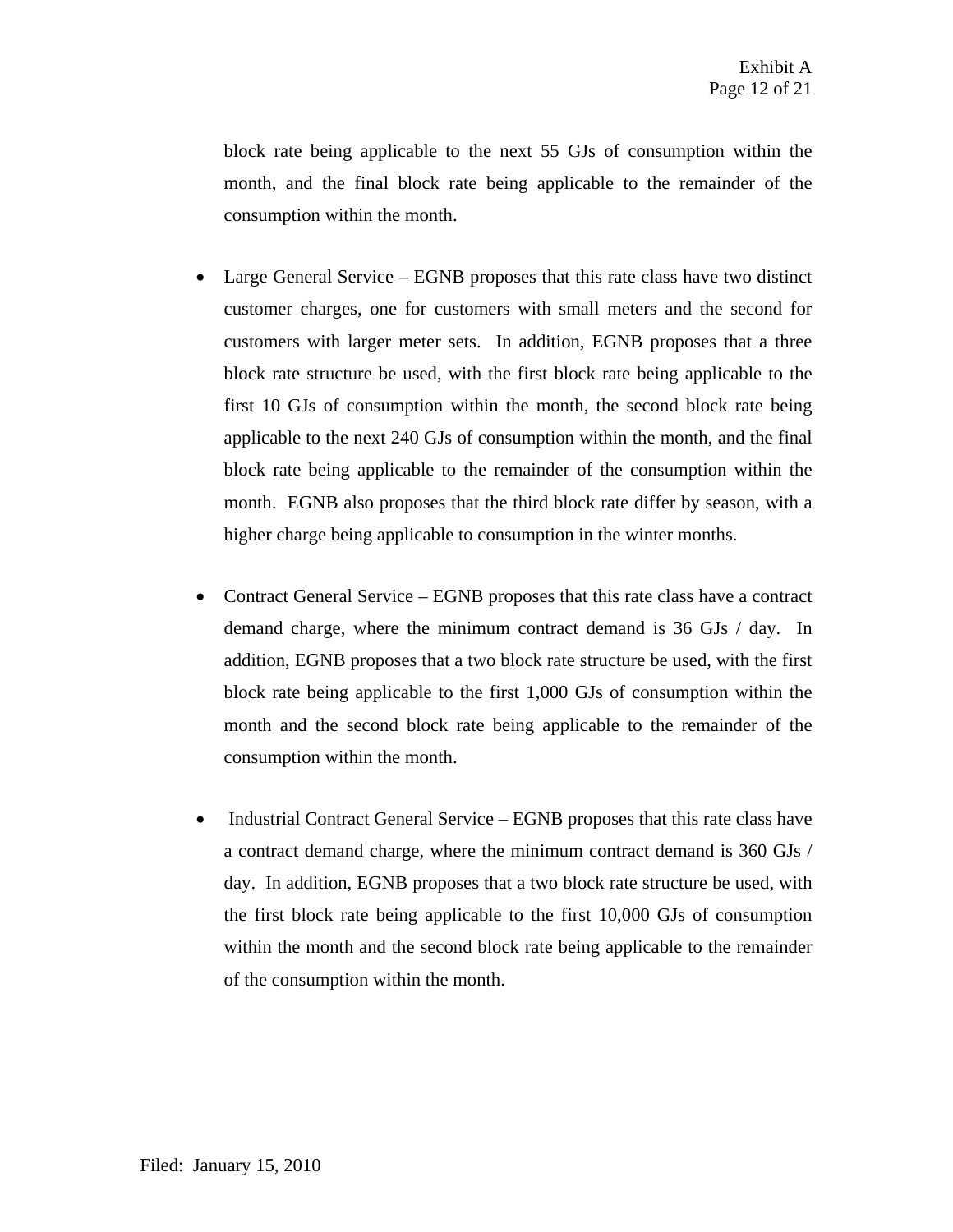block rate being applicable to the next 55 GJs of consumption within the month, and the final block rate being applicable to the remainder of the consumption within the month.

- Large General Service – EGNB proposes that this rate class have two distinct customer charges, one for customers with small meters and the second for customers with larger meter sets. In addition, EGNB proposes that a three block rate structure be used, with the first block rate being applicable to the first 10 GJs of consumption within the month, the second block rate being applicable to the next 240 GJs of consumption within the month, and the final block rate being applicable to the remainder of the consumption within the month. EGNB also proposes that the third block rate differ by season, with a higher charge being applicable to consumption in the winter months.

- Contract General Service – EGNB proposes that this rate class have a contract demand charge, where the minimum contract demand is 36 GJs / day. In addition, EGNB proposes that a two block rate structure be used, with the first block rate being applicable to the first 1,000 GJs of consumption within the month and the second block rate being applicable to the remainder of the consumption within the month.

- Industrial Contract General Service – EGNB proposes that this rate class have a contract demand charge, where the minimum contract demand is 360 GJs / day. In addition, EGNB proposes that a two block rate structure be used, with the first block rate being applicable to the first 10,000 GJs of consumption within the month and the second block rate being applicable to the remainder of the consumption within the month.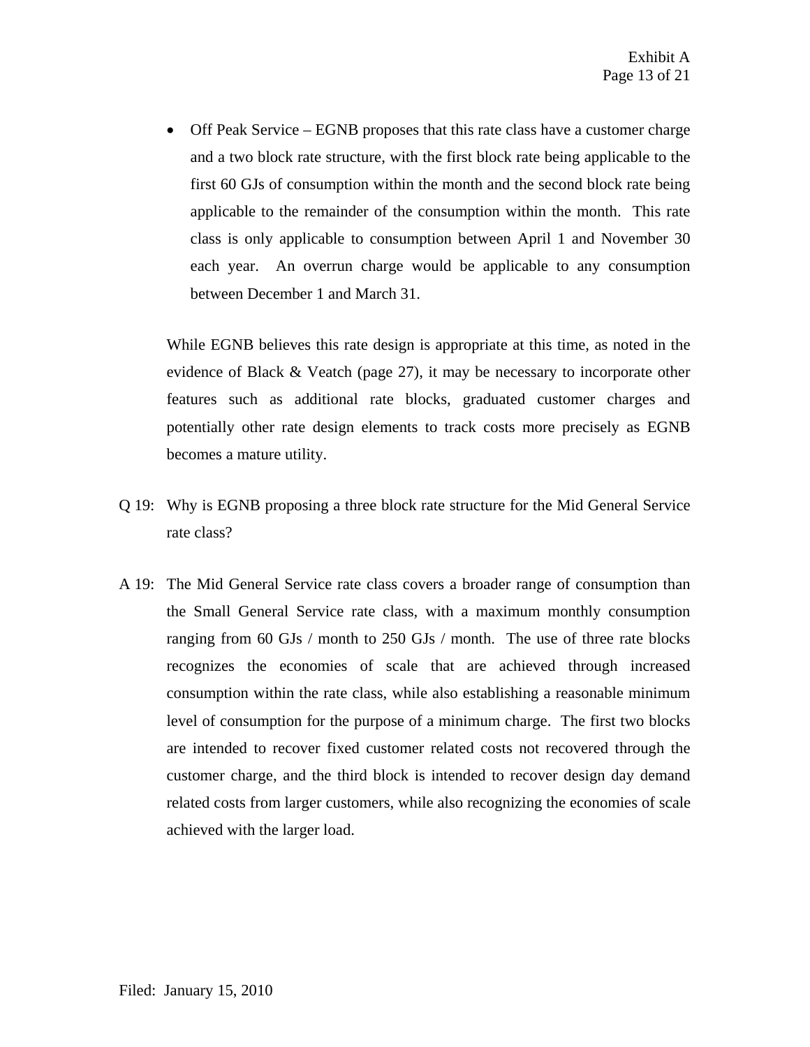- Off Peak Service – EGNB proposes that this rate class have a customer charge and a two block rate structure, with the first block rate being applicable to the first 60 GJs of consumption within the month and the second block rate being applicable to the remainder of the consumption within the month. This rate class is only applicable to consumption between April 1 and November 30 each year. An overrun charge would be applicable to any consumption between December 1 and March 31.

While EGNB believes this rate design is appropriate at this time, as noted in the evidence of Black & Veatch (page 27), it may be necessary to incorporate other features such as additional rate blocks, graduated customer charges and potentially other rate design elements to track costs more precisely as EGNB becomes a mature utility.

Q 19: Why is EGNB proposing a three block rate structure for the Mid General Service rate class?

A 19: The Mid General Service rate class covers a broader range of consumption than the Small General Service rate class, with a maximum monthly consumption ranging from 60 GJs / month to 250 GJs / month. The use of three rate blocks recognizes the economies of scale that are achieved through increased consumption within the rate class, while also establishing a reasonable minimum level of consumption for the purpose of a minimum charge. The first two blocks are intended to recover fixed customer related costs not recovered through the customer charge, and the third block is intended to recover design day demand related costs from larger customers, while also recognizing the economies of scale achieved with the larger load.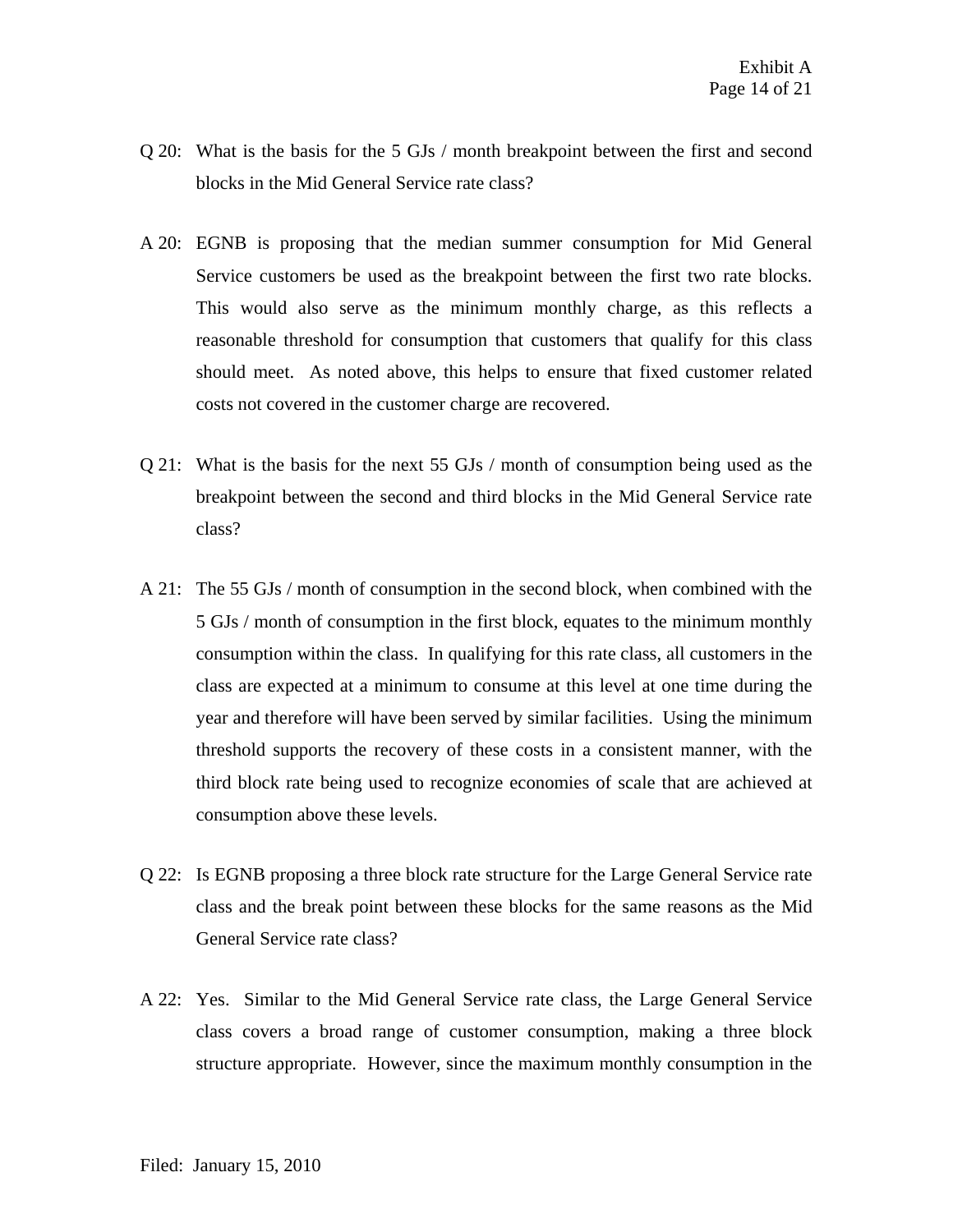Q 20: What is the basis for the 5 GJs / month breakpoint between the first and second blocks in the Mid General Service rate class?

A 20: EGNB is proposing that the median summer consumption for Mid General Service customers be used as the breakpoint between the first two rate blocks. This would also serve as the minimum monthly charge, as this reflects a reasonable threshold for consumption that customers that qualify for this class should meet. As noted above, this helps to ensure that fixed customer related costs not covered in the customer charge are recovered.

Q 21: What is the basis for the next 55 GJs / month of consumption being used as the breakpoint between the second and third blocks in the Mid General Service rate class?

A 21: The 55 GJs / month of consumption in the second block, when combined with the 5 GJs / month of consumption in the first block, equates to the minimum monthly consumption within the class. In qualifying for this rate class, all customers in the class are expected at a minimum to consume at this level at one time during the year and therefore will have been served by similar facilities. Using the minimum threshold supports the recovery of these costs in a consistent manner, with the third block rate being used to recognize economies of scale that are achieved at consumption above these levels.

Q 22: Is EGNB proposing a three block rate structure for the Large General Service rate class and the break point between these blocks for the same reasons as the Mid General Service rate class?

A 22: Yes. Similar to the Mid General Service rate class, the Large General Service class covers a broad range of customer consumption, making a three block structure appropriate. However, since the maximum monthly consumption in the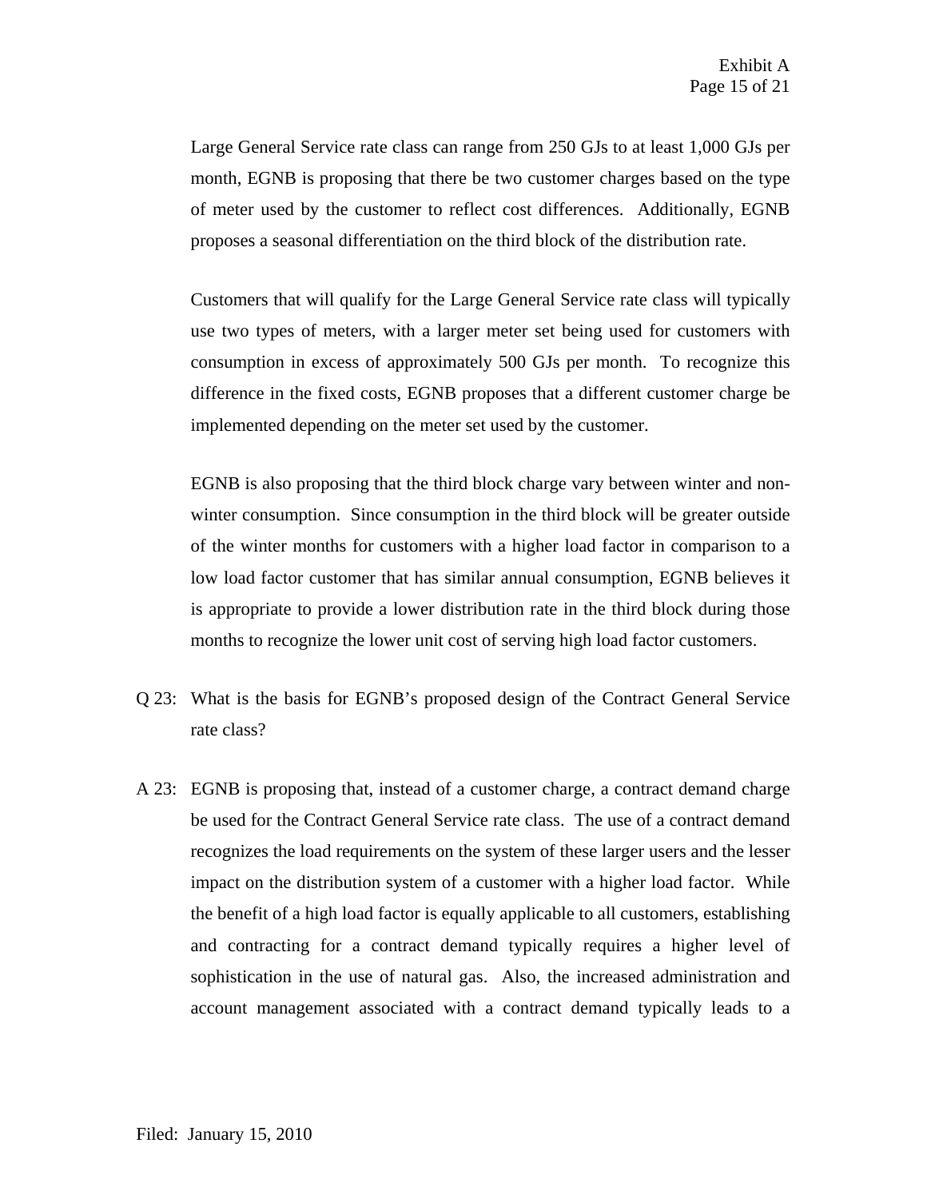Large General Service rate class can range from 250 GJs to at least 1,000 GJs per month, EGNB is proposing that there be two customer charges based on the type of meter used by the customer to reflect cost differences. Additionally, EGNB proposes a seasonal differentiation on the third block of the distribution rate.

Customers that will qualify for the Large General Service rate class will typically use two types of meters, with a larger meter set being used for customers with consumption in excess of approximately 500 GJs per month. To recognize this difference in the fixed costs, EGNB proposes that a different customer charge be implemented depending on the meter set used by the customer.

EGNB is also proposing that the third block charge vary between winter and non-winter consumption. Since consumption in the third block will be greater outside of the winter months for customers with a higher load factor in comparison to a low load factor customer that has similar annual consumption, EGNB believes it is appropriate to provide a lower distribution rate in the third block during those months to recognize the lower unit cost of serving high load factor customers.

Q 23: What is the basis for EGNB's proposed design of the Contract General Service rate class?

A 23: EGNB is proposing that, instead of a customer charge, a contract demand charge be used for the Contract General Service rate class. The use of a contract demand recognizes the load requirements on the system of these larger users and the lesser impact on the distribution system of a customer with a higher load factor. While the benefit of a high load factor is equally applicable to all customers, establishing and contracting for a contract demand typically requires a higher level of sophistication in the use of natural gas. Also, the increased administration and account management associated with a contract demand typically leads to a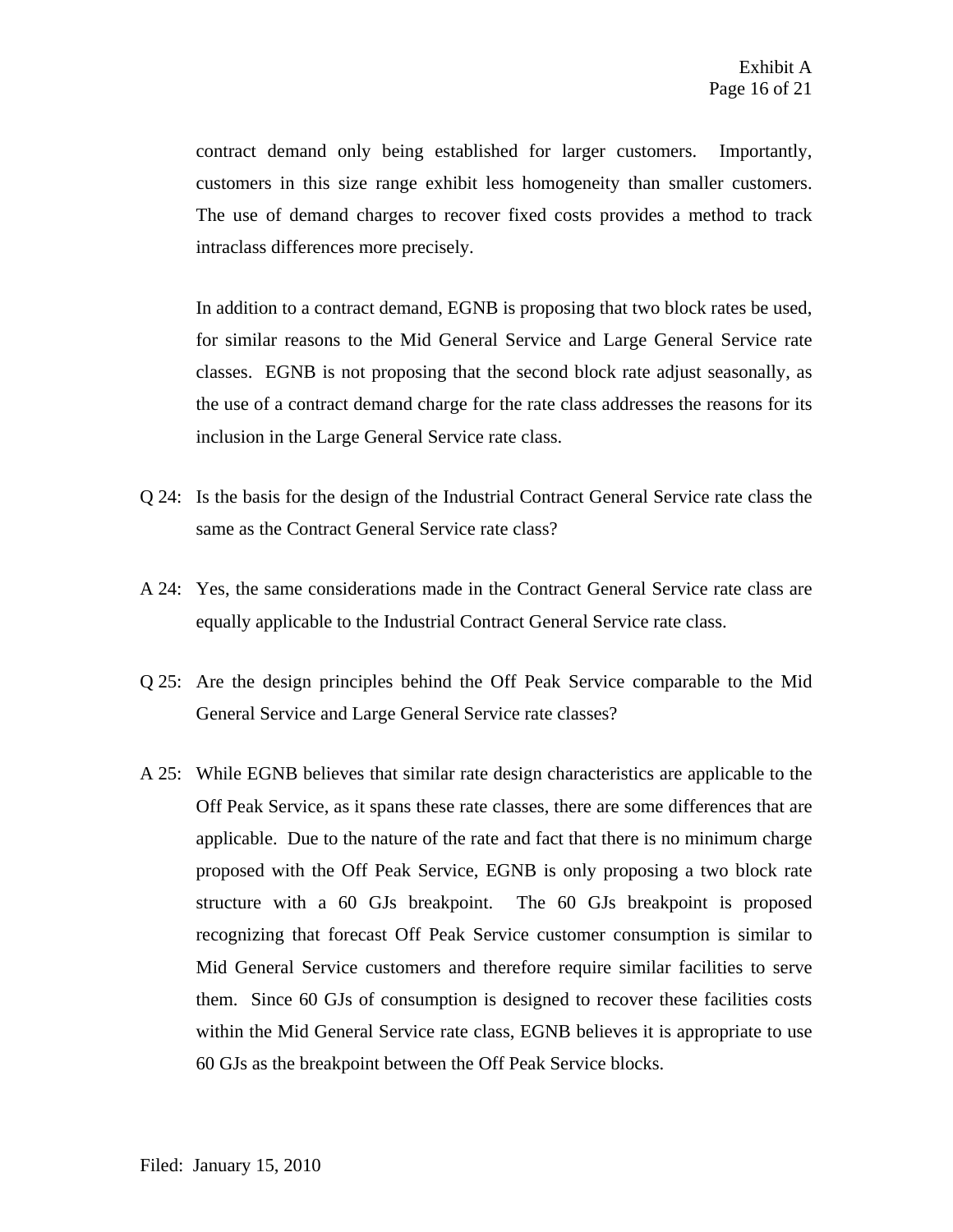contract demand only being established for larger customers. Importantly, customers in this size range exhibit less homogeneity than smaller customers. The use of demand charges to recover fixed costs provides a method to track intraclass differences more precisely.

In addition to a contract demand, EGNB is proposing that two block rates be used, for similar reasons to the Mid General Service and Large General Service rate classes. EGNB is not proposing that the second block rate adjust seasonally, as the use of a contract demand charge for the rate class addresses the reasons for its inclusion in the Large General Service rate class.

Q 24: Is the basis for the design of the Industrial Contract General Service rate class the same as the Contract General Service rate class?

A 24: Yes, the same considerations made in the Contract General Service rate class are equally applicable to the Industrial Contract General Service rate class.

Q 25: Are the design principles behind the Off Peak Service comparable to the Mid General Service and Large General Service rate classes?

A 25: While EGNB believes that similar rate design characteristics are applicable to the Off Peak Service, as it spans these rate classes, there are some differences that are applicable. Due to the nature of the rate and fact that there is no minimum charge proposed with the Off Peak Service, EGNB is only proposing a two block rate structure with a 60 GJs breakpoint. The 60 GJs breakpoint is proposed recognizing that forecast Off Peak Service customer consumption is similar to Mid General Service customers and therefore require similar facilities to serve them. Since 60 GJs of consumption is designed to recover these facilities costs within the Mid General Service rate class, EGNB believes it is appropriate to use 60 GJs as the breakpoint between the Off Peak Service blocks.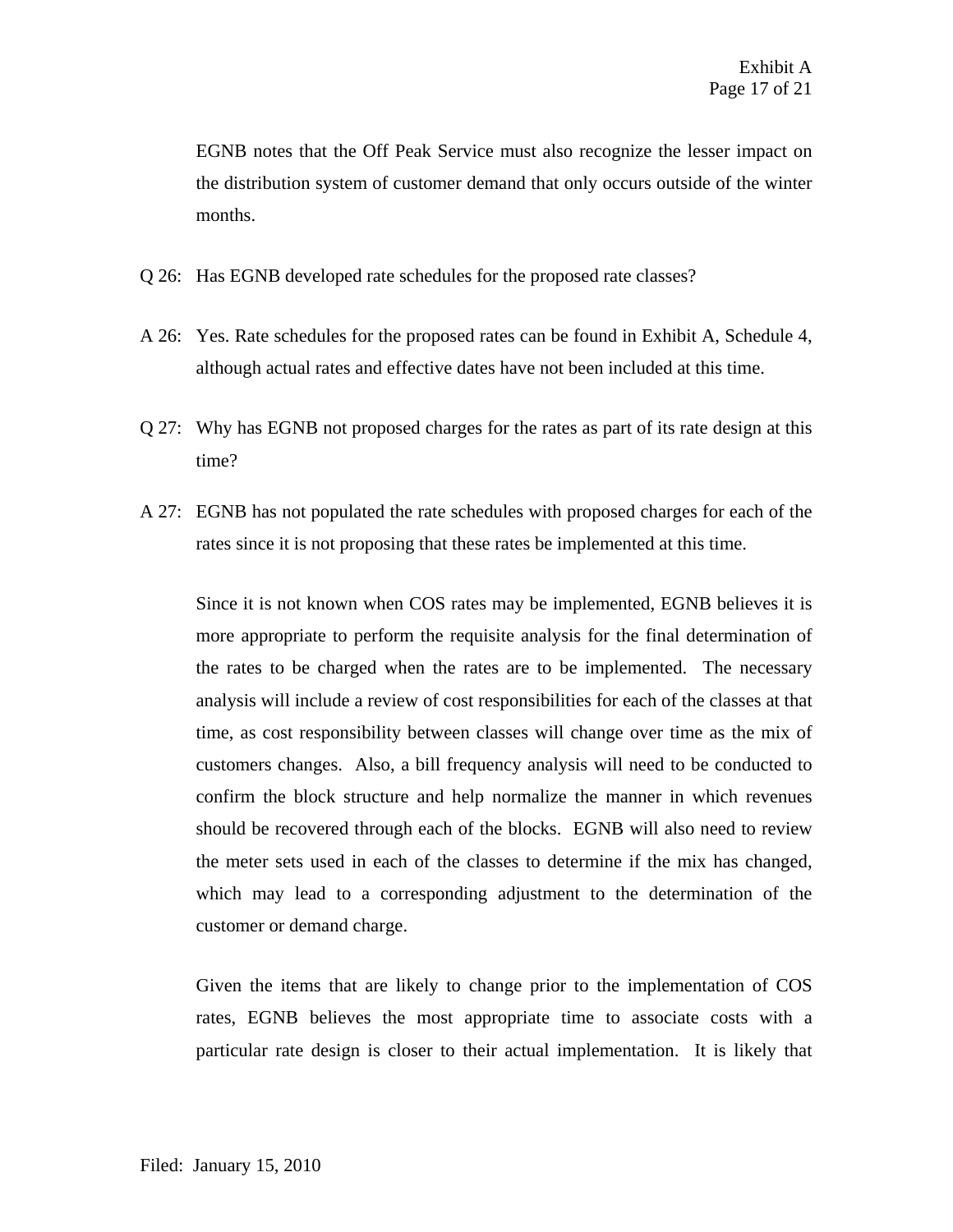EGNB notes that the Off Peak Service must also recognize the lesser impact on the distribution system of customer demand that only occurs outside of the winter months.

Q 26: Has EGNB developed rate schedules for the proposed rate classes?

A 26: Yes. Rate schedules for the proposed rates can be found in Exhibit A, Schedule 4, although actual rates and effective dates have not been included at this time.

Q 27: Why has EGNB not proposed charges for the rates as part of its rate design at this time?

A 27: EGNB has not populated the rate schedules with proposed charges for each of the rates since it is not proposing that these rates be implemented at this time.

Since it is not known when COS rates may be implemented, EGNB believes it is more appropriate to perform the requisite analysis for the final determination of the rates to be charged when the rates are to be implemented. The necessary analysis will include a review of cost responsibilities for each of the classes at that time, as cost responsibility between classes will change over time as the mix of customers changes. Also, a bill frequency analysis will need to be conducted to confirm the block structure and help normalize the manner in which revenues should be recovered through each of the blocks. EGNB will also need to review the meter sets used in each of the classes to determine if the mix has changed, which may lead to a corresponding adjustment to the determination of the customer or demand charge.

Given the items that are likely to change prior to the implementation of COS rates, EGNB believes the most appropriate time to associate costs with a particular rate design is closer to their actual implementation. It is likely that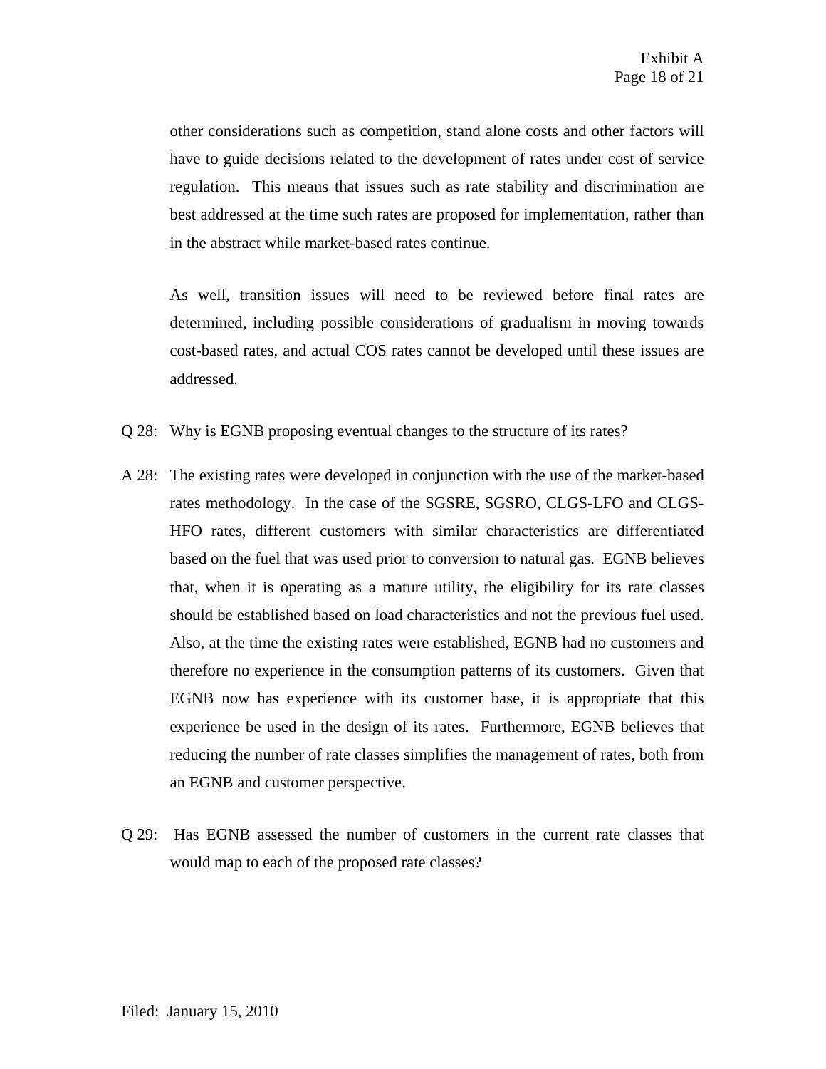other considerations such as competition, stand alone costs and other factors will have to guide decisions related to the development of rates under cost of service regulation. This means that issues such as rate stability and discrimination are best addressed at the time such rates are proposed for implementation, rather than in the abstract while market-based rates continue.

As well, transition issues will need to be reviewed before final rates are determined, including possible considerations of gradualism in moving towards cost-based rates, and actual COS rates cannot be developed until these issues are addressed.

Q 28: Why is EGNB proposing eventual changes to the structure of its rates?

A 28: The existing rates were developed in conjunction with the use of the market-based rates methodology. In the case of the SGSRE, SGSRO, CLGS-LFO and CLGS-HFO rates, different customers with similar characteristics are differentiated based on the fuel that was used prior to conversion to natural gas. EGNB believes that, when it is operating as a mature utility, the eligibility for its rate classes should be established based on load characteristics and not the previous fuel used. Also, at the time the existing rates were established, EGNB had no customers and therefore no experience in the consumption patterns of its customers. Given that EGNB now has experience with its customer base, it is appropriate that this experience be used in the design of its rates. Furthermore, EGNB believes that reducing the number of rate classes simplifies the management of rates, both from an EGNB and customer perspective.

Q 29: Has EGNB assessed the number of customers in the current rate classes that would map to each of the proposed rate classes?

Filed: January 15, 2010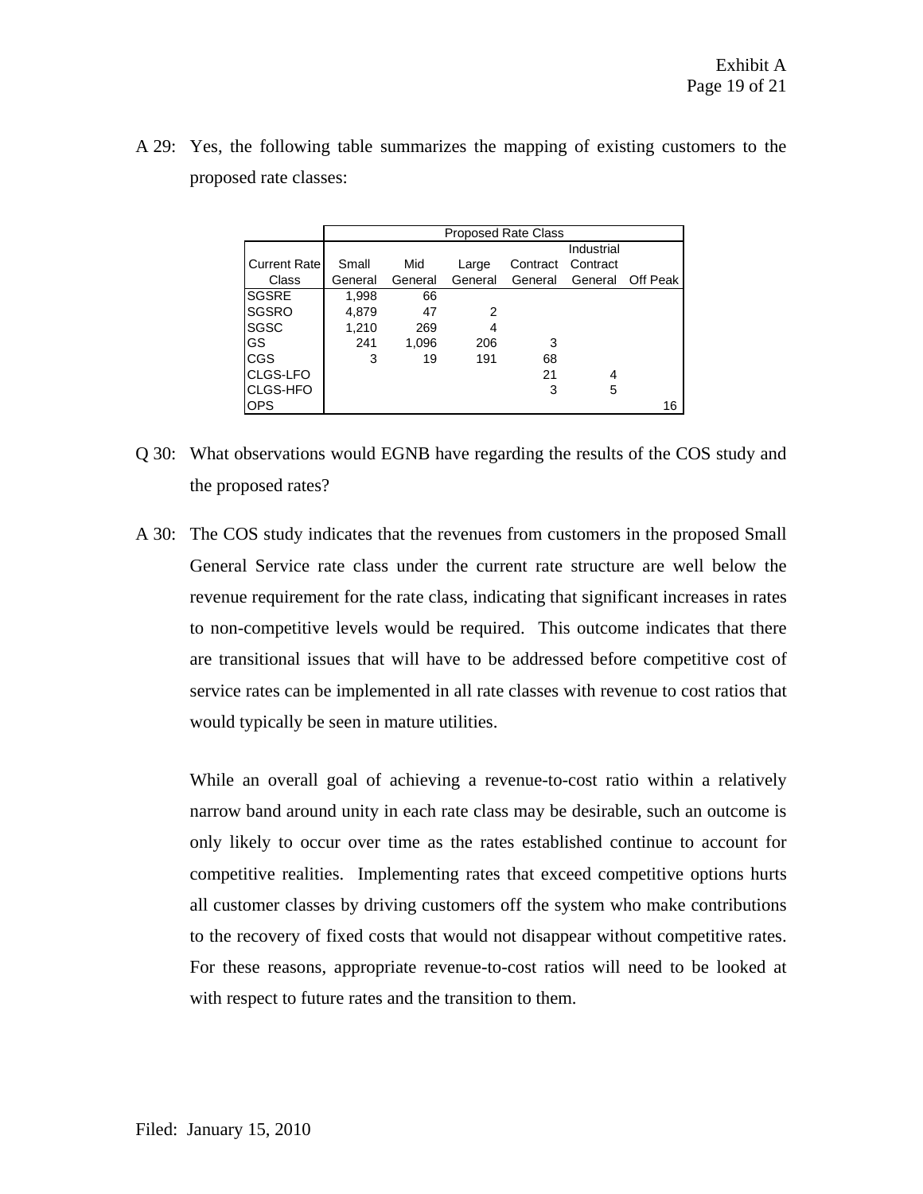A 29: Yes, the following table summarizes the mapping of existing customers to the proposed rate classes:

| Current Rate Class | Proposed Rate Class | | | | | |
|---|---|---|---|---|---|---|
| | Small General | Mid General | Large General | Contract General | Industrial Contract General | Off Peak |
| SGSRE | 1,998 | 66 | | | | |
| SGSRO | 4,879 | 47 | 2 | | | |
| SGSC | 1,210 | 269 | 4 | | | |
| GS | 241 | 1,096 | 206 | 3 | | |
| CGS | 3 | 19 | 191 | 68 | | |
| CLGS-LFO | | | | 21 | 4 | |
| CLGS-HFO | | | | 3 | 5 | |
| OPS | | | | | | 16 |

Q 30: What observations would EGNB have regarding the results of the COS study and the proposed rates?

A 30: The COS study indicates that the revenues from customers in the proposed Small General Service rate class under the current rate structure are well below the revenue requirement for the rate class, indicating that significant increases in rates to non-competitive levels would be required. This outcome indicates that there are transitional issues that will have to be addressed before competitive cost of service rates can be implemented in all rate classes with revenue to cost ratios that would typically be seen in mature utilities.

While an overall goal of achieving a revenue-to-cost ratio within a relatively narrow band around unity in each rate class may be desirable, such an outcome is only likely to occur over time as the rates established continue to account for competitive realities. Implementing rates that exceed competitive options hurts all customer classes by driving customers off the system who make contributions to the recovery of fixed costs that would not disappear without competitive rates. For these reasons, appropriate revenue-to-cost ratios will need to be looked at with respect to future rates and the transition to them.

Filed: January 15, 2010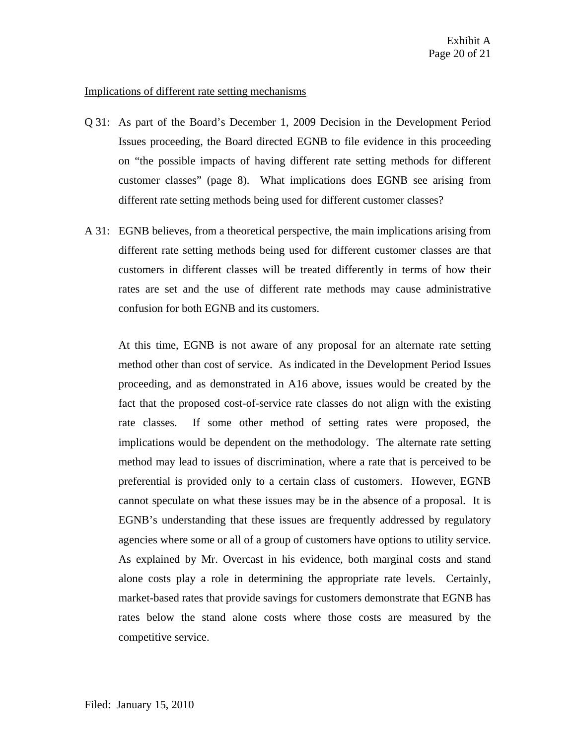Implications of different rate setting mechanisms

Q 31: As part of the Board's December 1, 2009 Decision in the Development Period Issues proceeding, the Board directed EGNB to file evidence in this proceeding on "the possible impacts of having different rate setting methods for different customer classes" (page 8). What implications does EGNB see arising from different rate setting methods being used for different customer classes?

A 31: EGNB believes, from a theoretical perspective, the main implications arising from different rate setting methods being used for different customer classes are that customers in different classes will be treated differently in terms of how their rates are set and the use of different rate methods may cause administrative confusion for both EGNB and its customers.

At this time, EGNB is not aware of any proposal for an alternate rate setting method other than cost of service. As indicated in the Development Period Issues proceeding, and as demonstrated in A16 above, issues would be created by the fact that the proposed cost-of-service rate classes do not align with the existing rate classes. If some other method of setting rates were proposed, the implications would be dependent on the methodology. The alternate rate setting method may lead to issues of discrimination, where a rate that is perceived to be preferential is provided only to a certain class of customers. However, EGNB cannot speculate on what these issues may be in the absence of a proposal. It is EGNB's understanding that these issues are frequently addressed by regulatory agencies where some or all of a group of customers have options to utility service. As explained by Mr. Overcast in his evidence, both marginal costs and stand alone costs play a role in determining the appropriate rate levels. Certainly, market-based rates that provide savings for customers demonstrate that EGNB has rates below the stand alone costs where those costs are measured by the competitive service.

Filed: January 15, 2010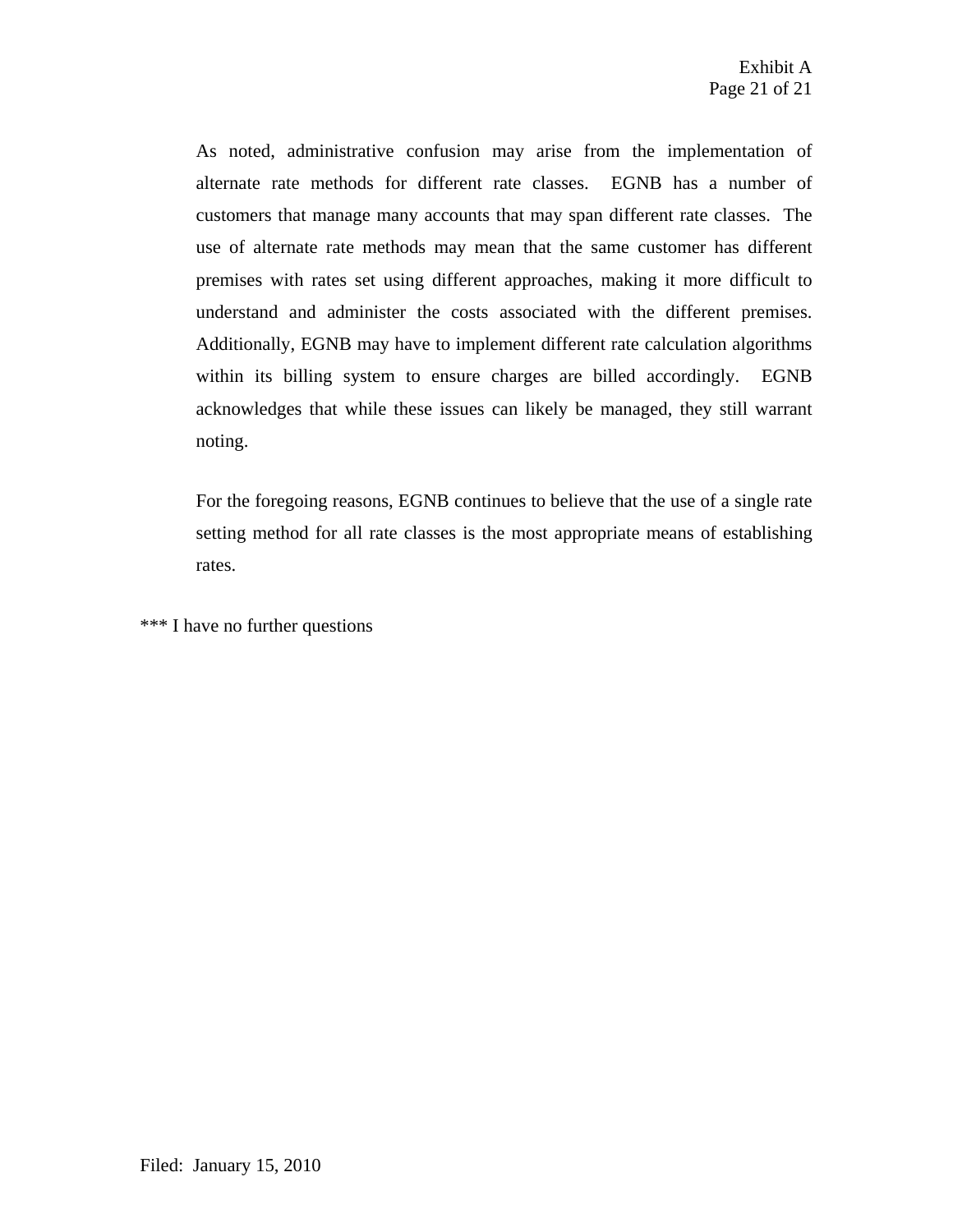As noted, administrative confusion may arise from the implementation of alternate rate methods for different rate classes. EGNB has a number of customers that manage many accounts that may span different rate classes. The use of alternate rate methods may mean that the same customer has different premises with rates set using different approaches, making it more difficult to understand and administer the costs associated with the different premises. Additionally, EGNB may have to implement different rate calculation algorithms within its billing system to ensure charges are billed accordingly. EGNB acknowledges that while these issues can likely be managed, they still warrant noting.

For the foregoing reasons, EGNB continues to believe that the use of a single rate setting method for all rate classes is the most appropriate means of establishing rates.

*** I have no further questions